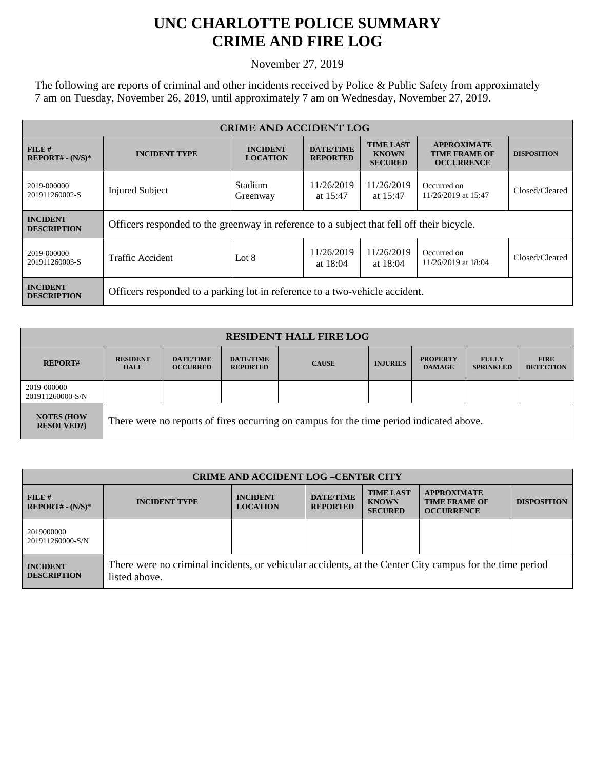# UNC CHARLOTTE POLICE SUMMARY
# CRIME AND FIRE LOG

November 27, 2019

The following are reports of criminal and other incidents received by Police & Public Safety from approximately 7 am on Tuesday, November 26, 2019, until approximately 7 am on Wednesday, November 27, 2019.

| CRIME AND ACCIDENT LOG | | | | | | |
|---|---|---|---|---|---|---|
| **FILE # REPORT# - (N/S)*** | **INCIDENT TYPE** | **INCIDENT LOCATION** | **DATE/TIME REPORTED** | **TIME LAST KNOWN SECURED** | **APPROXIMATE TIME FRAME OF OCCURRENCE** | **DISPOSITION** |
| 2019-000000 201911260002-S | Injured Subject | Stadium Greenway | 11/26/2019 at 15:47 | 11/26/2019 at 15:47 | Occurred on 11/26/2019 at 15:47 | Closed/Cleared |
| **INCIDENT DESCRIPTION** | Officers responded to the greenway in reference to a subject that fell off their bicycle. | | | | | |
| 2019-000000 201911260003-S | Traffic Accident | Lot 8 | 11/26/2019 at 18:04 | 11/26/2019 at 18:04 | Occurred on 11/26/2019 at 18:04 | Closed/Cleared |
| **INCIDENT DESCRIPTION** | Officers responded to a parking lot in reference to a two-vehicle accident. | | | | | |

| RESIDENT HALL FIRE LOG | | | | | | | | |
|---|---|---|---|---|---|---|---|---|
| **REPORT#** | **RESIDENT HALL** | **DATE/TIME OCCURRED** | **DATE/TIME REPORTED** | **CAUSE** | **INJURIES** | **PROPERTY DAMAGE** | **FULLY SPRINKLED** | **FIRE DETECTION** |
| 2019-000000 201911260000-S/N | | | | | | | | |
| **NOTES (HOW RESOLVED?)** | There were no reports of fires occurring on campus for the time period indicated above. | | | | | | | |

| CRIME AND ACCIDENT LOG –CENTER CITY | | | | | | |
|---|---|---|---|---|---|---|
| **FILE # REPORT# - (N/S)*** | **INCIDENT TYPE** | **INCIDENT LOCATION** | **DATE/TIME REPORTED** | **TIME LAST KNOWN SECURED** | **APPROXIMATE TIME FRAME OF OCCURRENCE** | **DISPOSITION** |
| 2019000000 201911260000-S/N | | | | | | |
| **INCIDENT DESCRIPTION** | There were no criminal incidents, or vehicular accidents, at the Center City campus for the time period listed above. | | | | | |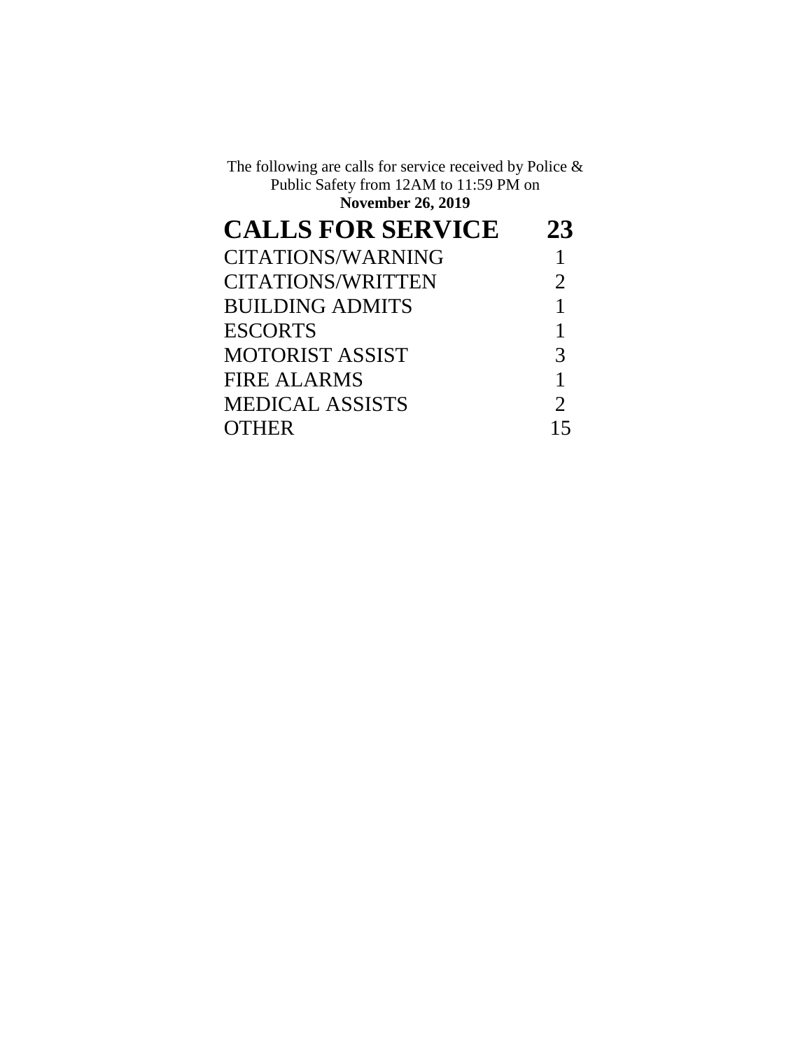The following are calls for service received by Police & Public Safety from 12AM to 11:59 PM on

**November 26, 2019**

| | |
|---|---|
| **CALLS FOR SERVICE** | **23** |
| CITATIONS/WARNING | 1 |
| CITATIONS/WRITTEN | 2 |
| BUILDING ADMITS | 1 |
| ESCORTS | 1 |
| MOTORIST ASSIST | 3 |
| FIRE ALARMS | 1 |
| MEDICAL ASSISTS | 2 |
| OTHER | 15 |